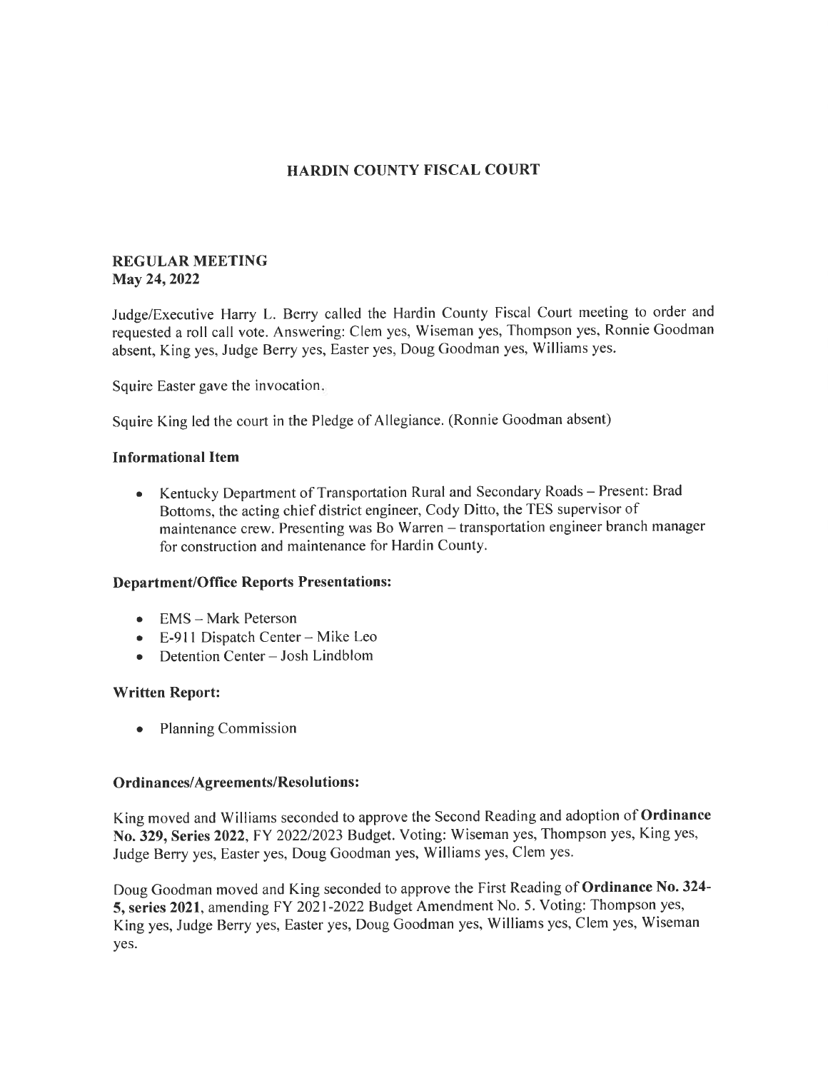# HARDIN COUNTY FISCAL COURT

## REGULAR MEETING
**May 24, 2022**

Judge/Executive Harry L. Berry called the Hardin County Fiscal Court meeting to order and requested a roll call vote. Answering: Clem yes, Wiseman yes, Thompson yes, Ronnie Goodman absent, King yes, Judge Berry yes, Easter yes, Doug Goodman yes, Williams yes.

Squire Easter gave the invocation.

Squire King led the court in the Pledge of Allegiance. (Ronnie Goodman absent)

### Informational Item

- Kentucky Department of Transportation Rural and Secondary Roads – Present: Brad Bottoms, the acting chief district engineer, Cody Ditto, the TES supervisor of maintenance crew. Presenting was Bo Warren – transportation engineer branch manager for construction and maintenance for Hardin County.

### Department/Office Reports Presentations:

- EMS – Mark Peterson
- E-911 Dispatch Center – Mike Leo
- Detention Center – Josh Lindblom

### Written Report:

- Planning Commission

### Ordinances/Agreements/Resolutions:

King moved and Williams seconded to approve the Second Reading and adoption of **Ordinance No. 329, Series 2022**, FY 2022/2023 Budget. Voting: Wiseman yes, Thompson yes, King yes, Judge Berry yes, Easter yes, Doug Goodman yes, Williams yes, Clem yes.

Doug Goodman moved and King seconded to approve the First Reading of **Ordinance No. 324-5, series 2021**, amending FY 2021-2022 Budget Amendment No. 5. Voting: Thompson yes, King yes, Judge Berry yes, Easter yes, Doug Goodman yes, Williams yes, Clem yes, Wiseman yes.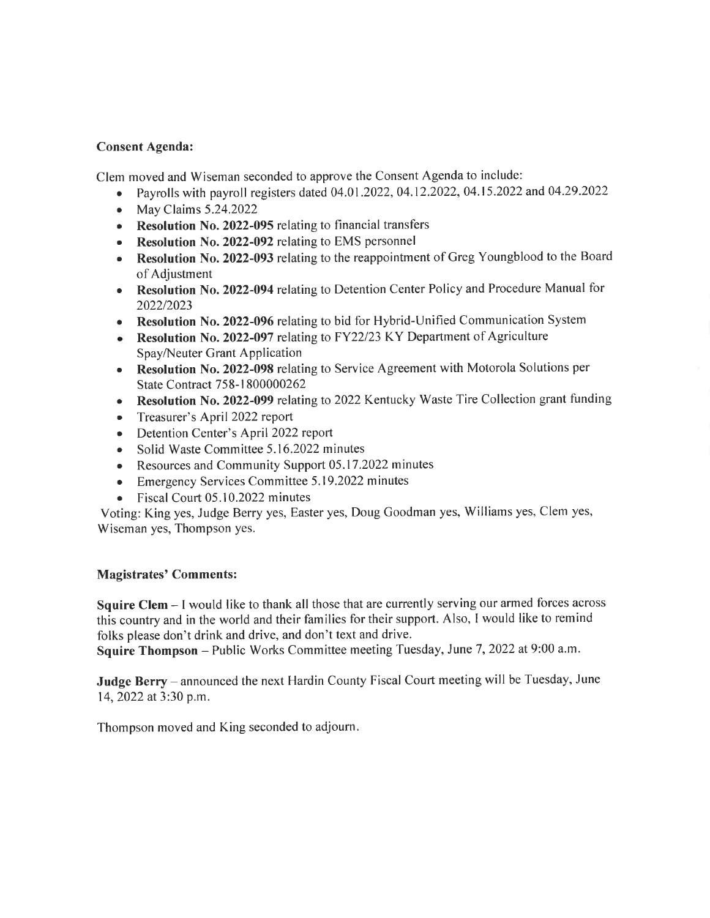**Consent Agenda:**

Clem moved and Wiseman seconded to approve the Consent Agenda to include:

- Payrolls with payroll registers dated 04.01.2022, 04.12.2022, 04.15.2022 and 04.29.2022
- May Claims 5.24.2022
- **Resolution No. 2022-095** relating to financial transfers
- **Resolution No. 2022-092** relating to EMS personnel
- **Resolution No. 2022-093** relating to the reappointment of Greg Youngblood to the Board of Adjustment
- **Resolution No. 2022-094** relating to Detention Center Policy and Procedure Manual for 2022/2023
- **Resolution No. 2022-096** relating to bid for Hybrid-Unified Communication System
- **Resolution No. 2022-097** relating to FY22/23 KY Department of Agriculture Spay/Neuter Grant Application
- **Resolution No. 2022-098** relating to Service Agreement with Motorola Solutions per State Contract 758-1800000262
- **Resolution No. 2022-099** relating to 2022 Kentucky Waste Tire Collection grant funding
- Treasurer's April 2022 report
- Detention Center's April 2022 report
- Solid Waste Committee 5.16.2022 minutes
- Resources and Community Support 05.17.2022 minutes
- Emergency Services Committee 5.19.2022 minutes
- Fiscal Court 05.10.2022 minutes

Voting: King yes, Judge Berry yes, Easter yes, Doug Goodman yes, Williams yes, Clem yes, Wiseman yes, Thompson yes.

**Magistrates' Comments:**

**Squire Clem** – I would like to thank all those that are currently serving our armed forces across this country and in the world and their families for their support. Also, I would like to remind folks please don't drink and drive, and don't text and drive.

**Squire Thompson** – Public Works Committee meeting Tuesday, June 7, 2022 at 9:00 a.m.

**Judge Berry** – announced the next Hardin County Fiscal Court meeting will be Tuesday, June 14, 2022 at 3:30 p.m.

Thompson moved and King seconded to adjourn.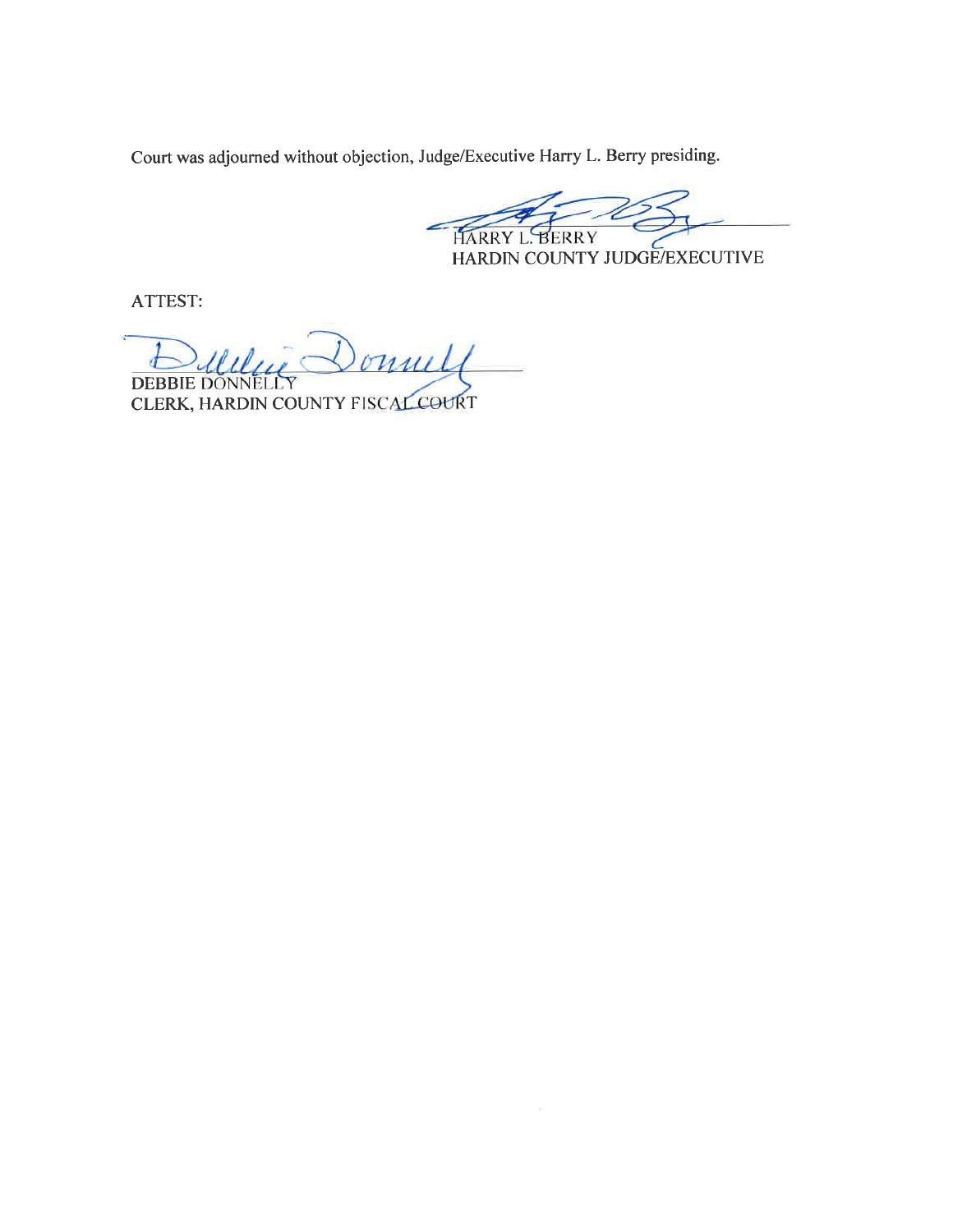Court was adjourned without objection, Judge/Executive Harry L. Berry presiding.

HARRY L. BERRY
HARDIN COUNTY JUDGE/EXECUTIVE

ATTEST:

DEBBIE DONNELLY
CLERK, HARDIN COUNTY FISCAL COURT